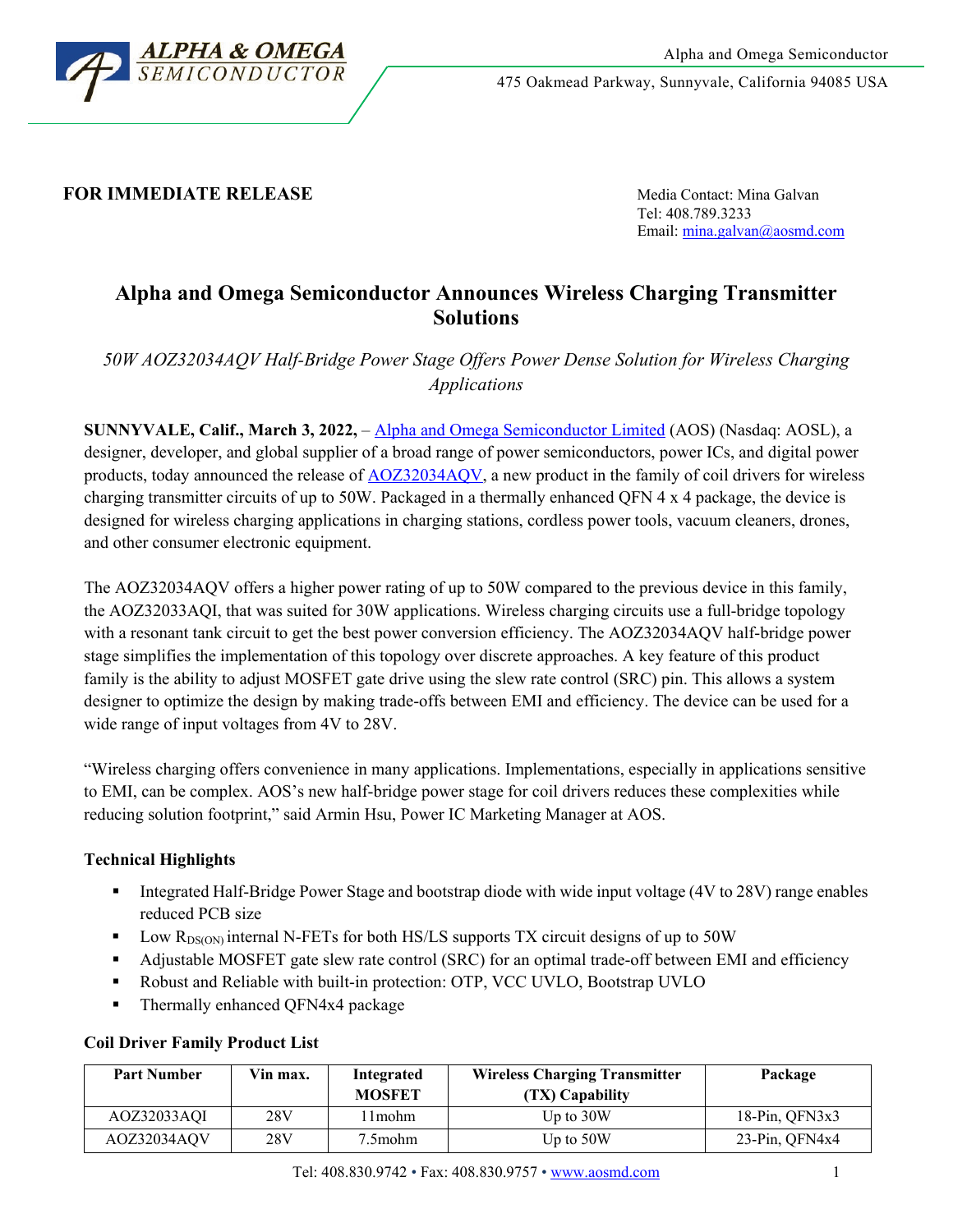Alpha and Omega Semiconductor

475 Oakmead Parkway, Sunnyvale, California 94085 USA

**FOR IMMEDIATE RELEASE**

Media Contact: Mina Galvan
Tel: 408.789.3233
Email: mina.galvan@aosmd.com

# Alpha and Omega Semiconductor Announces Wireless Charging Transmitter Solutions

*50W AOZ32034AQV Half-Bridge Power Stage Offers Power Dense Solution for Wireless Charging Applications*

**SUNNYVALE, Calif., March 3, 2022,** – Alpha and Omega Semiconductor Limited (AOS) (Nasdaq: AOSL), a designer, developer, and global supplier of a broad range of power semiconductors, power ICs, and digital power products, today announced the release of AOZ32034AQV, a new product in the family of coil drivers for wireless charging transmitter circuits of up to 50W. Packaged in a thermally enhanced QFN 4 x 4 package, the device is designed for wireless charging applications in charging stations, cordless power tools, vacuum cleaners, drones, and other consumer electronic equipment.

The AOZ32034AQV offers a higher power rating of up to 50W compared to the previous device in this family, the AOZ32033AQI, that was suited for 30W applications. Wireless charging circuits use a full-bridge topology with a resonant tank circuit to get the best power conversion efficiency. The AOZ32034AQV half-bridge power stage simplifies the implementation of this topology over discrete approaches. A key feature of this product family is the ability to adjust MOSFET gate drive using the slew rate control (SRC) pin. This allows a system designer to optimize the design by making trade-offs between EMI and efficiency. The device can be used for a wide range of input voltages from 4V to 28V.

"Wireless charging offers convenience in many applications. Implementations, especially in applications sensitive to EMI, can be complex. AOS's new half-bridge power stage for coil drivers reduces these complexities while reducing solution footprint," said Armin Hsu, Power IC Marketing Manager at AOS.

### Technical Highlights

- Integrated Half-Bridge Power Stage and bootstrap diode with wide input voltage (4V to 28V) range enables reduced PCB size
- Low $R_{DS(ON)}$ internal N-FETs for both HS/LS supports TX circuit designs of up to 50W
- Adjustable MOSFET gate slew rate control (SRC) for an optimal trade-off between EMI and efficiency
- Robust and Reliable with built-in protection: OTP, VCC UVLO, Bootstrap UVLO
- Thermally enhanced QFN4x4 package

### Coil Driver Family Product List

| Part Number | Vin max. | Integrated MOSFET | Wireless Charging Transmitter (TX) Capability | Package |
|---|---|---|---|---|
| AOZ32033AQI | 28V | 11mohm | Up to 30W | 18-Pin, QFN3x3 |
| AOZ32034AQV | 28V | 7.5mohm | Up to 50W | 23-Pin, QFN4x4 |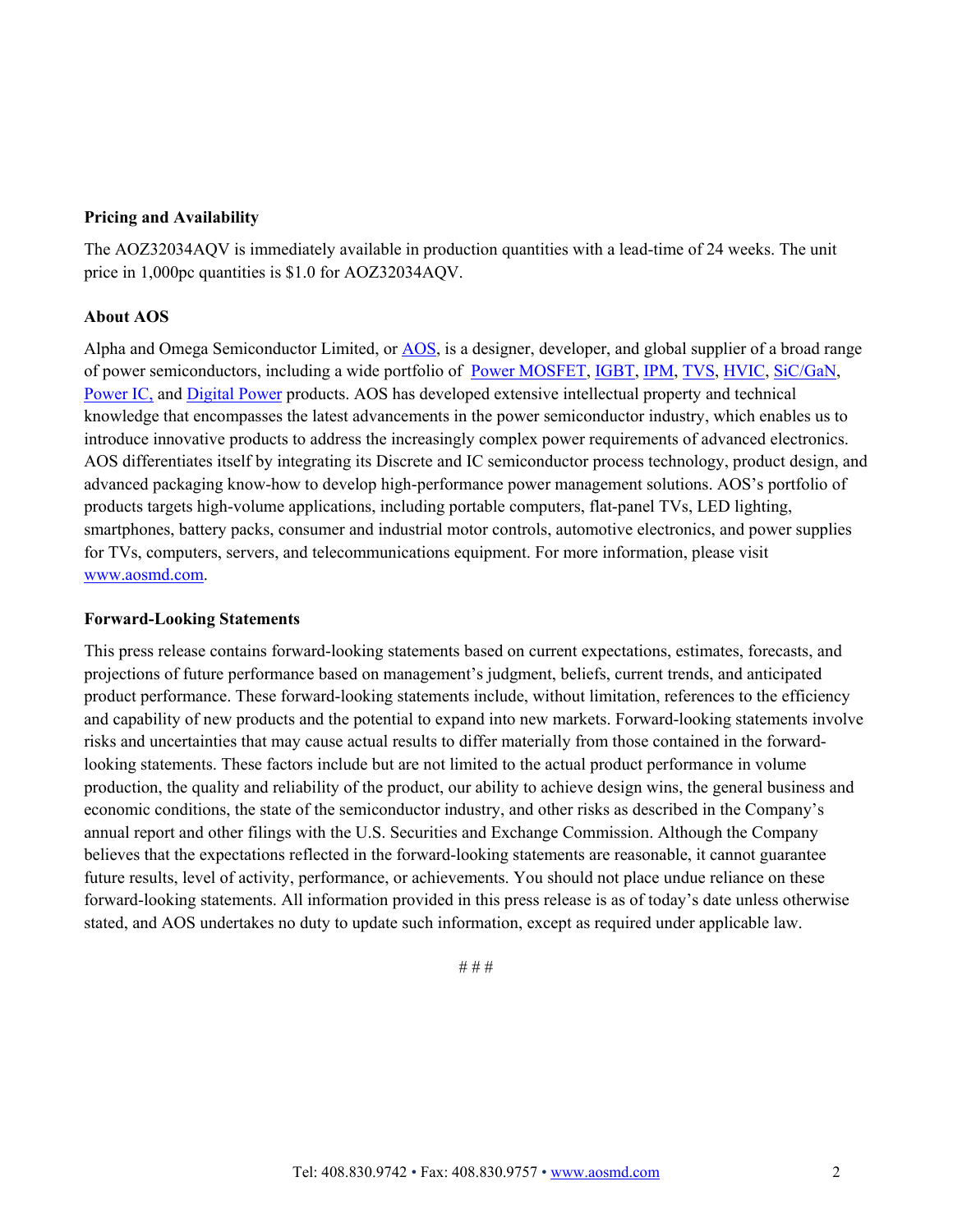**Pricing and Availability**

The AOZ32034AQV is immediately available in production quantities with a lead-time of 24 weeks. The unit price in 1,000pc quantities is $1.0 for AOZ32034AQV.

**About AOS**

Alpha and Omega Semiconductor Limited, or AOS, is a designer, developer, and global supplier of a broad range of power semiconductors, including a wide portfolio of Power MOSFET, IGBT, IPM, TVS, HVIC, SiC/GaN, Power IC, and Digital Power products. AOS has developed extensive intellectual property and technical knowledge that encompasses the latest advancements in the power semiconductor industry, which enables us to introduce innovative products to address the increasingly complex power requirements of advanced electronics. AOS differentiates itself by integrating its Discrete and IC semiconductor process technology, product design, and advanced packaging know-how to develop high-performance power management solutions. AOS's portfolio of products targets high-volume applications, including portable computers, flat-panel TVs, LED lighting, smartphones, battery packs, consumer and industrial motor controls, automotive electronics, and power supplies for TVs, computers, servers, and telecommunications equipment. For more information, please visit www.aosmd.com.

**Forward-Looking Statements**

This press release contains forward-looking statements based on current expectations, estimates, forecasts, and projections of future performance based on management's judgment, beliefs, current trends, and anticipated product performance. These forward-looking statements include, without limitation, references to the efficiency and capability of new products and the potential to expand into new markets. Forward-looking statements involve risks and uncertainties that may cause actual results to differ materially from those contained in the forward-looking statements. These factors include but are not limited to the actual product performance in volume production, the quality and reliability of the product, our ability to achieve design wins, the general business and economic conditions, the state of the semiconductor industry, and other risks as described in the Company's annual report and other filings with the U.S. Securities and Exchange Commission. Although the Company believes that the expectations reflected in the forward-looking statements are reasonable, it cannot guarantee future results, level of activity, performance, or achievements. You should not place undue reliance on these forward-looking statements. All information provided in this press release is as of today's date unless otherwise stated, and AOS undertakes no duty to update such information, except as required under applicable law.

# # #

Tel: 408.830.9742 • Fax: 408.830.9757 • www.aosmd.com